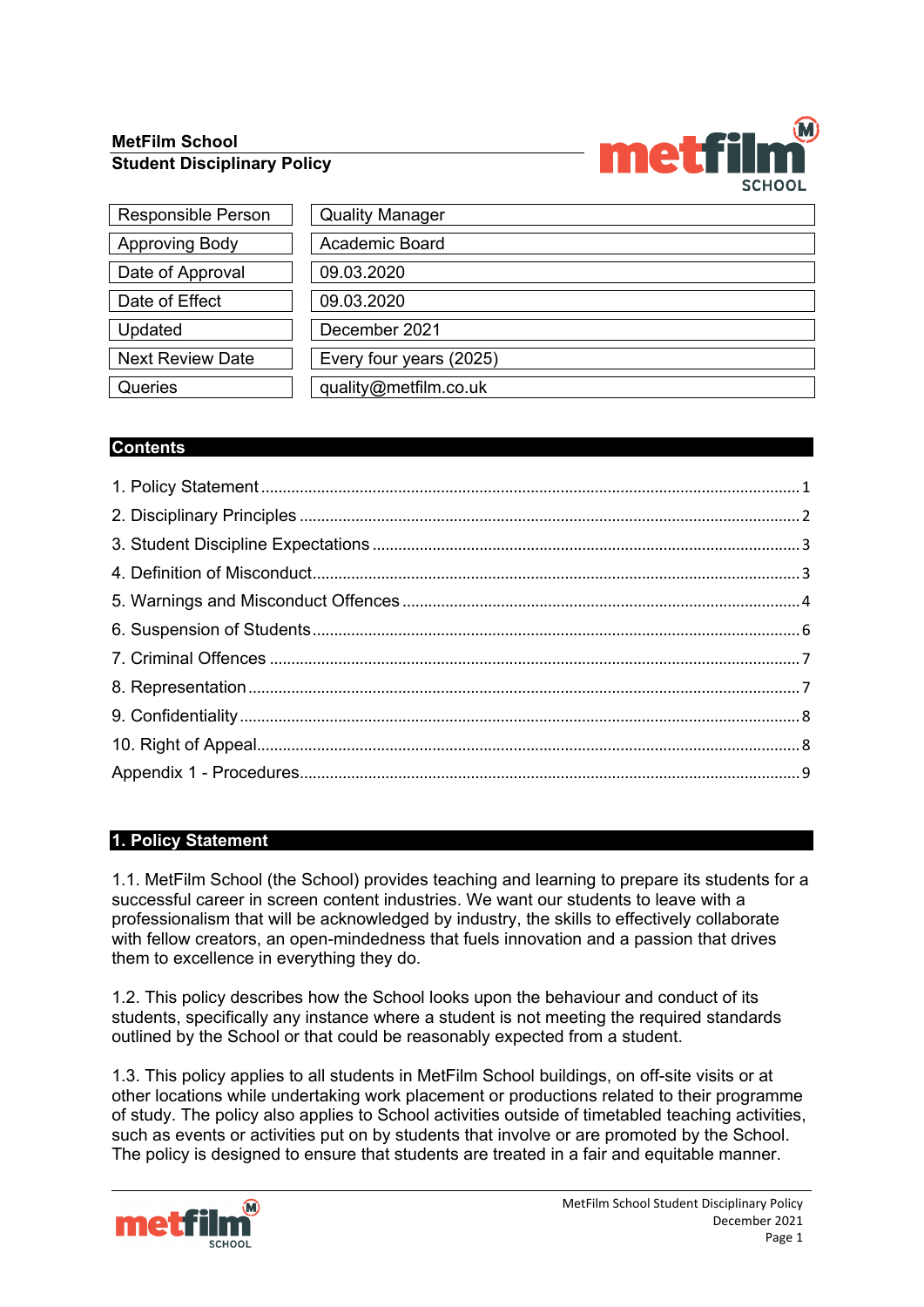**MetFilm School**
**Student Disciplinary Policy**

| Responsible Person | Quality Manager |
|---|---|
| Approving Body | Academic Board |
| Date of Approval | 09.03.2020 |
| Date of Effect | 09.03.2020 |
| Updated | December 2021 |
| Next Review Date | Every four years (2025) |
| Queries | quality@metfilm.co.uk |

## Contents

1. Policy Statement ... 1
2. Disciplinary Principles ... 2
3. Student Discipline Expectations ... 3
4. Definition of Misconduct ... 3
5. Warnings and Misconduct Offences ... 4
6. Suspension of Students ... 6
7. Criminal Offences ... 7
8. Representation ... 7
9. Confidentiality ... 8
10. Right of Appeal ... 8

Appendix 1 - Procedures ... 9

## 1. Policy Statement

1.1. MetFilm School (the School) provides teaching and learning to prepare its students for a successful career in screen content industries. We want our students to leave with a professionalism that will be acknowledged by industry, the skills to effectively collaborate with fellow creators, an open-mindedness that fuels innovation and a passion that drives them to excellence in everything they do.

1.2. This policy describes how the School looks upon the behaviour and conduct of its students, specifically any instance where a student is not meeting the required standards outlined by the School or that could be reasonably expected from a student.

1.3. This policy applies to all students in MetFilm School buildings, on off-site visits or at other locations while undertaking work placement or productions related to their programme of study. The policy also applies to School activities outside of timetabled teaching activities, such as events or activities put on by students that involve or are promoted by the School. The policy is designed to ensure that students are treated in a fair and equitable manner.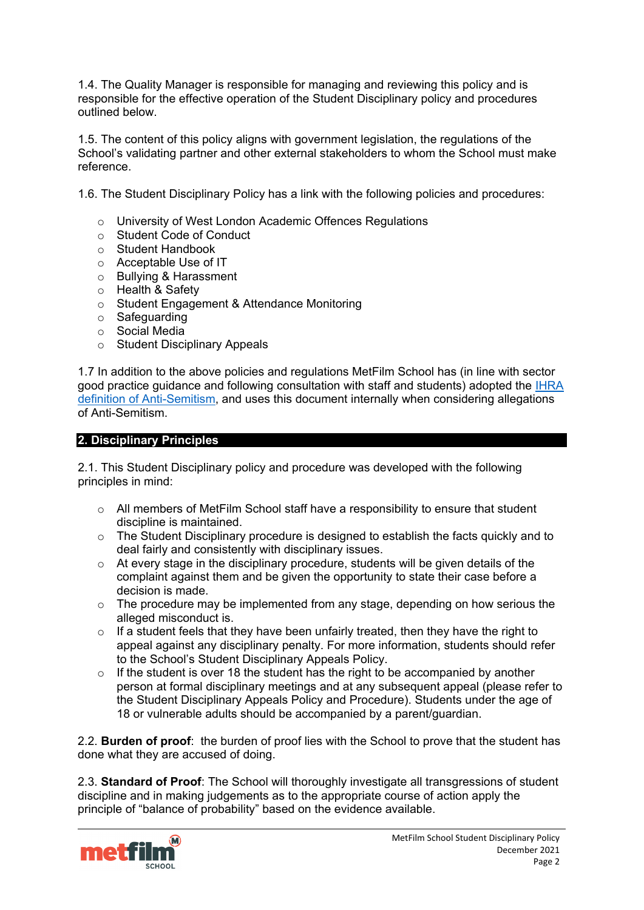1.4. The Quality Manager is responsible for managing and reviewing this policy and is responsible for the effective operation of the Student Disciplinary policy and procedures outlined below.

1.5. The content of this policy aligns with government legislation, the regulations of the School's validating partner and other external stakeholders to whom the School must make reference.

1.6. The Student Disciplinary Policy has a link with the following policies and procedures:

- University of West London Academic Offences Regulations
- Student Code of Conduct
- Student Handbook
- Acceptable Use of IT
- Bullying & Harassment
- Health & Safety
- Student Engagement & Attendance Monitoring
- Safeguarding
- Social Media
- Student Disciplinary Appeals

1.7 In addition to the above policies and regulations MetFilm School has (in line with sector good practice guidance and following consultation with staff and students) adopted the IHRA definition of Anti-Semitism, and uses this document internally when considering allegations of Anti-Semitism.

## 2. Disciplinary Principles

2.1. This Student Disciplinary policy and procedure was developed with the following principles in mind:

- All members of MetFilm School staff have a responsibility to ensure that student discipline is maintained.
- The Student Disciplinary procedure is designed to establish the facts quickly and to deal fairly and consistently with disciplinary issues.
- At every stage in the disciplinary procedure, students will be given details of the complaint against them and be given the opportunity to state their case before a decision is made.
- The procedure may be implemented from any stage, depending on how serious the alleged misconduct is.
- If a student feels that they have been unfairly treated, then they have the right to appeal against any disciplinary penalty. For more information, students should refer to the School's Student Disciplinary Appeals Policy.
- If the student is over 18 the student has the right to be accompanied by another person at formal disciplinary meetings and at any subsequent appeal (please refer to the Student Disciplinary Appeals Policy and Procedure). Students under the age of 18 or vulnerable adults should be accompanied by a parent/guardian.

2.2. **Burden of proof**: the burden of proof lies with the School to prove that the student has done what they are accused of doing.

2.3. **Standard of Proof**: The School will thoroughly investigate all transgressions of student discipline and in making judgements as to the appropriate course of action apply the principle of "balance of probability" based on the evidence available.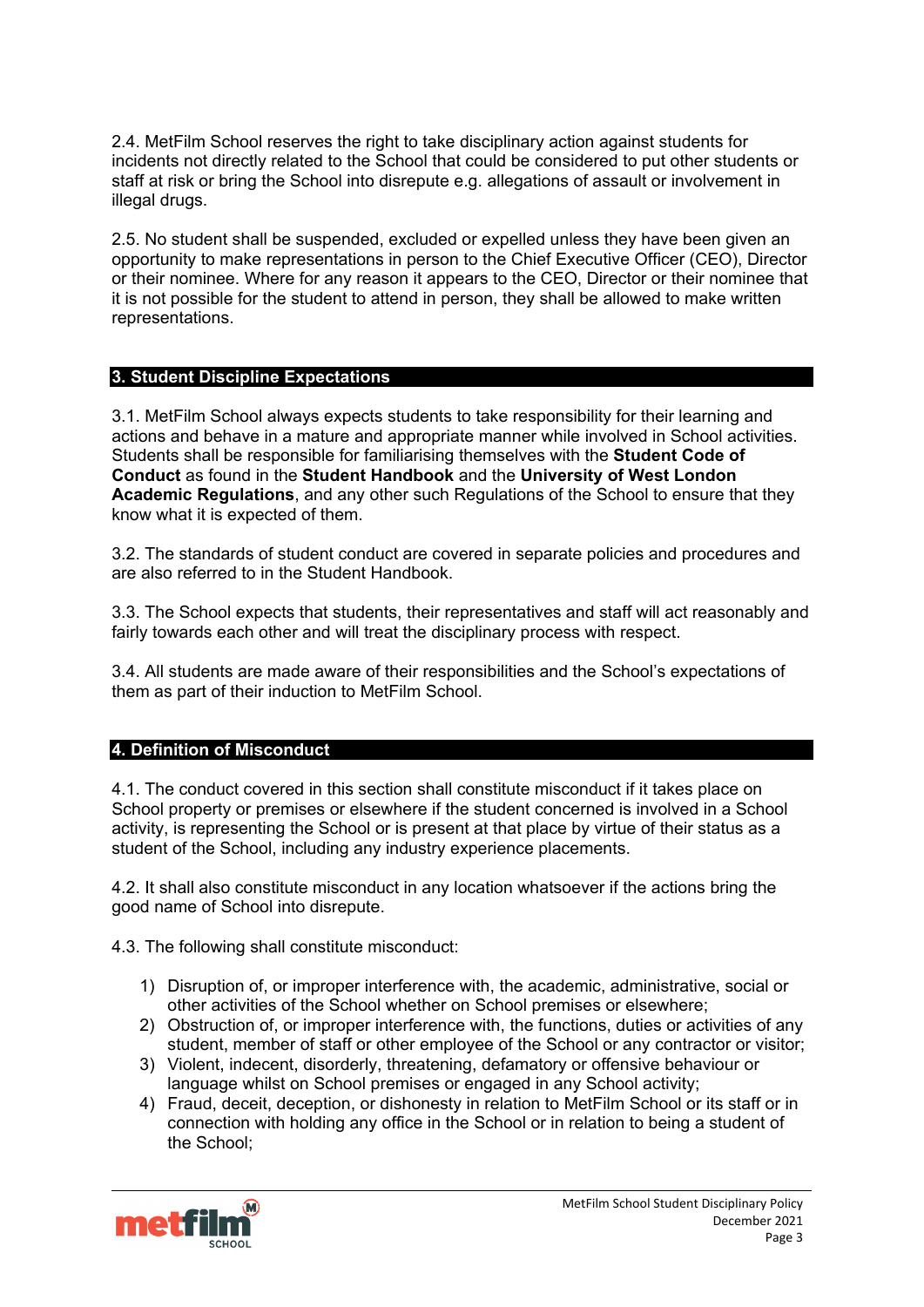2.4. MetFilm School reserves the right to take disciplinary action against students for incidents not directly related to the School that could be considered to put other students or staff at risk or bring the School into disrepute e.g. allegations of assault or involvement in illegal drugs.

2.5. No student shall be suspended, excluded or expelled unless they have been given an opportunity to make representations in person to the Chief Executive Officer (CEO), Director or their nominee. Where for any reason it appears to the CEO, Director or their nominee that it is not possible for the student to attend in person, they shall be allowed to make written representations.

## 3. Student Discipline Expectations

3.1. MetFilm School always expects students to take responsibility for their learning and actions and behave in a mature and appropriate manner while involved in School activities. Students shall be responsible for familiarising themselves with the **Student Code of Conduct** as found in the **Student Handbook** and the **University of West London Academic Regulations**, and any other such Regulations of the School to ensure that they know what it is expected of them.

3.2. The standards of student conduct are covered in separate policies and procedures and are also referred to in the Student Handbook.

3.3. The School expects that students, their representatives and staff will act reasonably and fairly towards each other and will treat the disciplinary process with respect.

3.4. All students are made aware of their responsibilities and the School's expectations of them as part of their induction to MetFilm School.

## 4. Definition of Misconduct

4.1. The conduct covered in this section shall constitute misconduct if it takes place on School property or premises or elsewhere if the student concerned is involved in a School activity, is representing the School or is present at that place by virtue of their status as a student of the School, including any industry experience placements.

4.2. It shall also constitute misconduct in any location whatsoever if the actions bring the good name of School into disrepute.

4.3. The following shall constitute misconduct:

1) Disruption of, or improper interference with, the academic, administrative, social or other activities of the School whether on School premises or elsewhere;
2) Obstruction of, or improper interference with, the functions, duties or activities of any student, member of staff or other employee of the School or any contractor or visitor;
3) Violent, indecent, disorderly, threatening, defamatory or offensive behaviour or language whilst on School premises or engaged in any School activity;
4) Fraud, deceit, deception, or dishonesty in relation to MetFilm School or its staff or in connection with holding any office in the School or in relation to being a student of the School;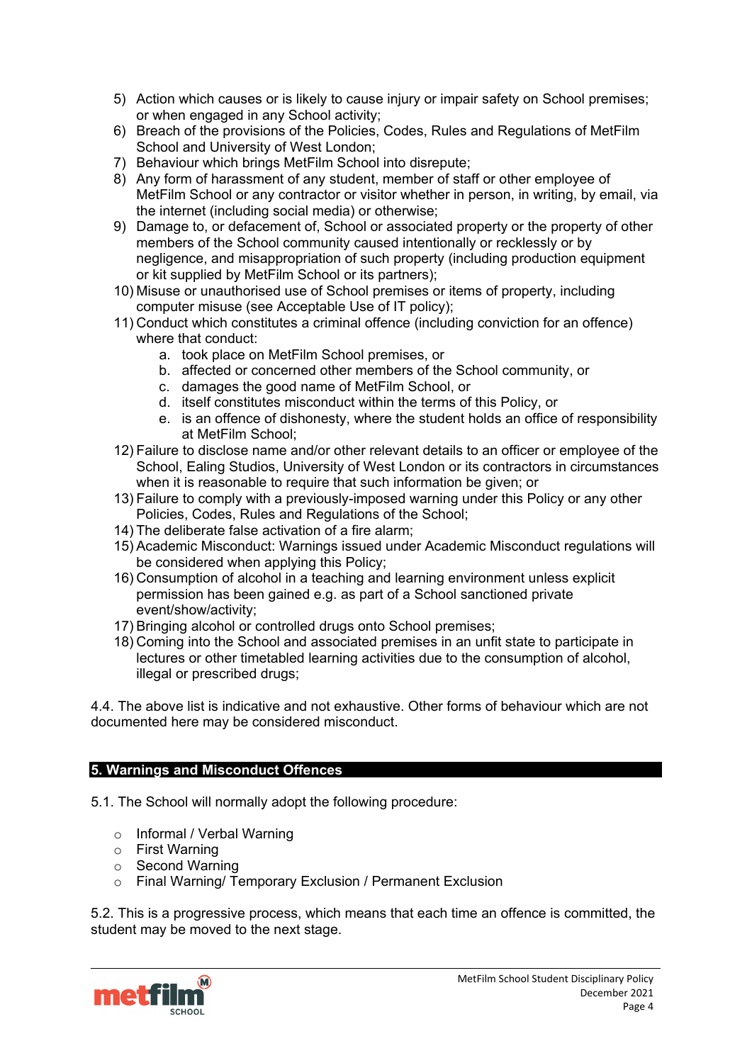5) Action which causes or is likely to cause injury or impair safety on School premises; or when engaged in any School activity;
6) Breach of the provisions of the Policies, Codes, Rules and Regulations of MetFilm School and University of West London;
7) Behaviour which brings MetFilm School into disrepute;
8) Any form of harassment of any student, member of staff or other employee of MetFilm School or any contractor or visitor whether in person, in writing, by email, via the internet (including social media) or otherwise;
9) Damage to, or defacement of, School or associated property or the property of other members of the School community caused intentionally or recklessly or by negligence, and misappropriation of such property (including production equipment or kit supplied by MetFilm School or its partners);
10) Misuse or unauthorised use of School premises or items of property, including computer misuse (see Acceptable Use of IT policy);
11) Conduct which constitutes a criminal offence (including conviction for an offence) where that conduct:
    a. took place on MetFilm School premises, or
    b. affected or concerned other members of the School community, or
    c. damages the good name of MetFilm School, or
    d. itself constitutes misconduct within the terms of this Policy, or
    e. is an offence of dishonesty, where the student holds an office of responsibility at MetFilm School;
12) Failure to disclose name and/or other relevant details to an officer or employee of the School, Ealing Studios, University of West London or its contractors in circumstances when it is reasonable to require that such information be given; or
13) Failure to comply with a previously-imposed warning under this Policy or any other Policies, Codes, Rules and Regulations of the School;
14) The deliberate false activation of a fire alarm;
15) Academic Misconduct: Warnings issued under Academic Misconduct regulations will be considered when applying this Policy;
16) Consumption of alcohol in a teaching and learning environment unless explicit permission has been gained e.g. as part of a School sanctioned private event/show/activity;
17) Bringing alcohol or controlled drugs onto School premises;
18) Coming into the School and associated premises in an unfit state to participate in lectures or other timetabled learning activities due to the consumption of alcohol, illegal or prescribed drugs;

4.4. The above list is indicative and not exhaustive. Other forms of behaviour which are not documented here may be considered misconduct.

## 5. Warnings and Misconduct Offences

5.1. The School will normally adopt the following procedure:

- Informal / Verbal Warning
- First Warning
- Second Warning
- Final Warning/ Temporary Exclusion / Permanent Exclusion

5.2. This is a progressive process, which means that each time an offence is committed, the student may be moved to the next stage.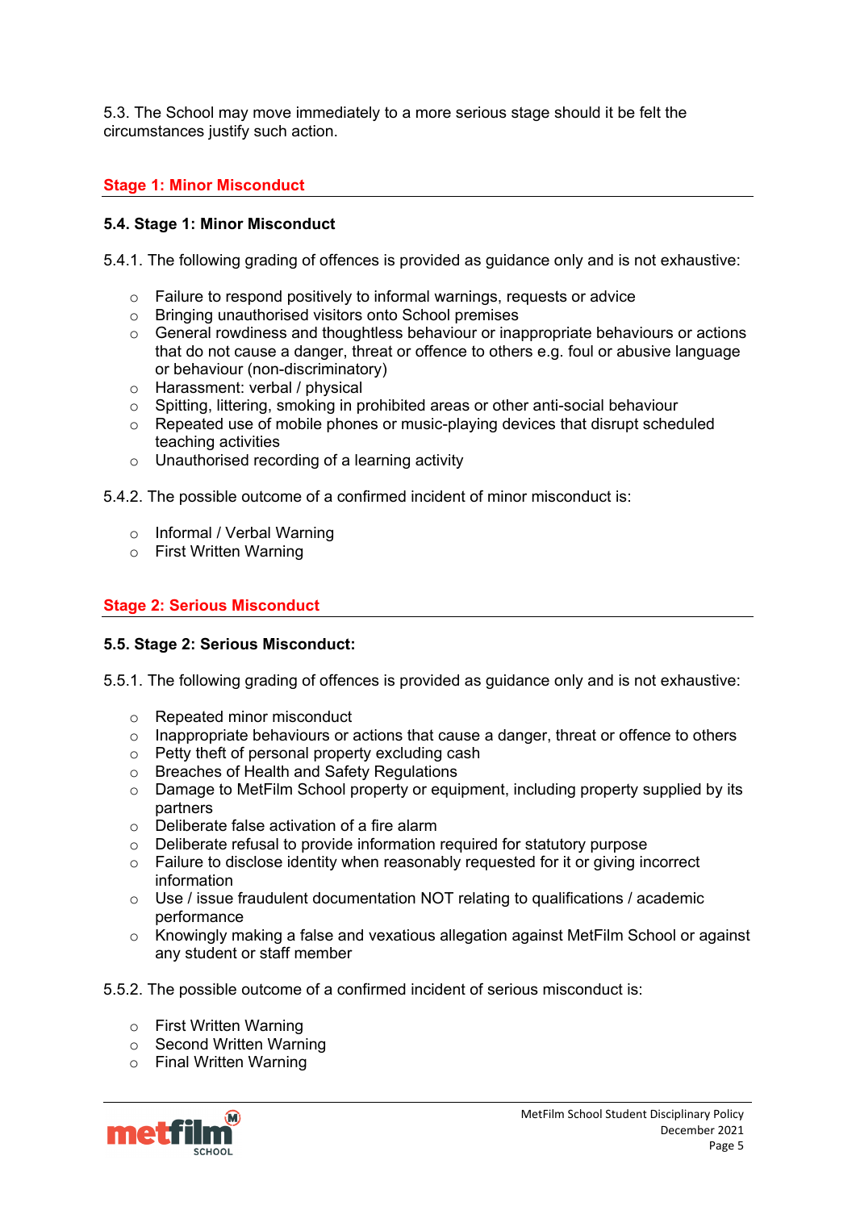5.3. The School may move immediately to a more serious stage should it be felt the circumstances justify such action.

## Stage 1: Minor Misconduct

### 5.4. Stage 1: Minor Misconduct

5.4.1. The following grading of offences is provided as guidance only and is not exhaustive:

- Failure to respond positively to informal warnings, requests or advice
- Bringing unauthorised visitors onto School premises
- General rowdiness and thoughtless behaviour or inappropriate behaviours or actions that do not cause a danger, threat or offence to others e.g. foul or abusive language or behaviour (non-discriminatory)
- Harassment: verbal / physical
- Spitting, littering, smoking in prohibited areas or other anti-social behaviour
- Repeated use of mobile phones or music-playing devices that disrupt scheduled teaching activities
- Unauthorised recording of a learning activity

5.4.2. The possible outcome of a confirmed incident of minor misconduct is:

- Informal / Verbal Warning
- First Written Warning

## Stage 2: Serious Misconduct

### 5.5. Stage 2: Serious Misconduct:

5.5.1. The following grading of offences is provided as guidance only and is not exhaustive:

- Repeated minor misconduct
- Inappropriate behaviours or actions that cause a danger, threat or offence to others
- Petty theft of personal property excluding cash
- Breaches of Health and Safety Regulations
- Damage to MetFilm School property or equipment, including property supplied by its partners
- Deliberate false activation of a fire alarm
- Deliberate refusal to provide information required for statutory purpose
- Failure to disclose identity when reasonably requested for it or giving incorrect information
- Use / issue fraudulent documentation NOT relating to qualifications / academic performance
- Knowingly making a false and vexatious allegation against MetFilm School or against any student or staff member

5.5.2. The possible outcome of a confirmed incident of serious misconduct is:

- First Written Warning
- Second Written Warning
- Final Written Warning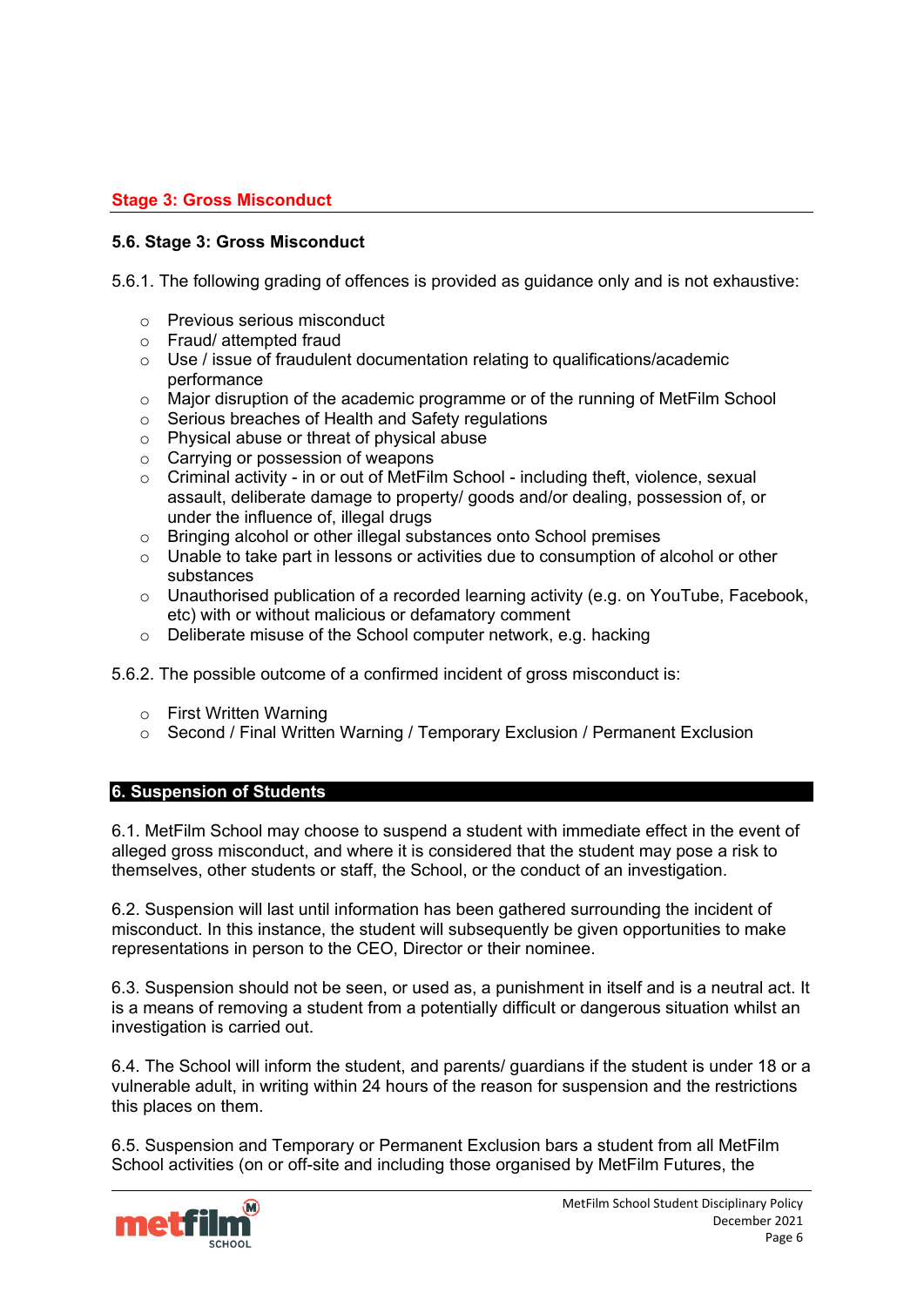## Stage 3: Gross Misconduct

### 5.6. Stage 3: Gross Misconduct

5.6.1. The following grading of offences is provided as guidance only and is not exhaustive:

- Previous serious misconduct
- Fraud/ attempted fraud
- Use / issue of fraudulent documentation relating to qualifications/academic performance
- Major disruption of the academic programme or of the running of MetFilm School
- Serious breaches of Health and Safety regulations
- Physical abuse or threat of physical abuse
- Carrying or possession of weapons
- Criminal activity - in or out of MetFilm School - including theft, violence, sexual assault, deliberate damage to property/ goods and/or dealing, possession of, or under the influence of, illegal drugs
- Bringing alcohol or other illegal substances onto School premises
- Unable to take part in lessons or activities due to consumption of alcohol or other substances
- Unauthorised publication of a recorded learning activity (e.g. on YouTube, Facebook, etc) with or without malicious or defamatory comment
- Deliberate misuse of the School computer network, e.g. hacking

5.6.2. The possible outcome of a confirmed incident of gross misconduct is:

- First Written Warning
- Second / Final Written Warning / Temporary Exclusion / Permanent Exclusion

## 6. Suspension of Students

6.1. MetFilm School may choose to suspend a student with immediate effect in the event of alleged gross misconduct, and where it is considered that the student may pose a risk to themselves, other students or staff, the School, or the conduct of an investigation.

6.2. Suspension will last until information has been gathered surrounding the incident of misconduct. In this instance, the student will subsequently be given opportunities to make representations in person to the CEO, Director or their nominee.

6.3. Suspension should not be seen, or used as, a punishment in itself and is a neutral act. It is a means of removing a student from a potentially difficult or dangerous situation whilst an investigation is carried out.

6.4. The School will inform the student, and parents/ guardians if the student is under 18 or a vulnerable adult, in writing within 24 hours of the reason for suspension and the restrictions this places on them.

6.5. Suspension and Temporary or Permanent Exclusion bars a student from all MetFilm School activities (on or off-site and including those organised by MetFilm Futures, the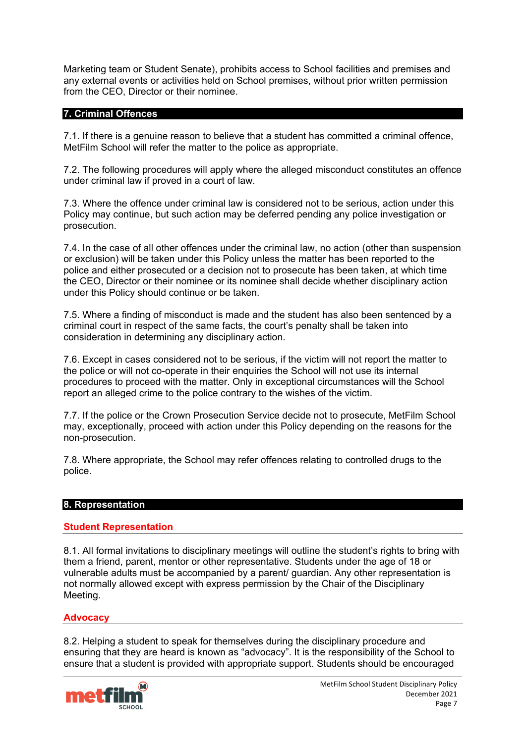Marketing team or Student Senate), prohibits access to School facilities and premises and any external events or activities held on School premises, without prior written permission from the CEO, Director or their nominee.

## 7. Criminal Offences

7.1. If there is a genuine reason to believe that a student has committed a criminal offence, MetFilm School will refer the matter to the police as appropriate.

7.2. The following procedures will apply where the alleged misconduct constitutes an offence under criminal law if proved in a court of law.

7.3. Where the offence under criminal law is considered not to be serious, action under this Policy may continue, but such action may be deferred pending any police investigation or prosecution.

7.4. In the case of all other offences under the criminal law, no action (other than suspension or exclusion) will be taken under this Policy unless the matter has been reported to the police and either prosecuted or a decision not to prosecute has been taken, at which time the CEO, Director or their nominee or its nominee shall decide whether disciplinary action under this Policy should continue or be taken.

7.5. Where a finding of misconduct is made and the student has also been sentenced by a criminal court in respect of the same facts, the court's penalty shall be taken into consideration in determining any disciplinary action.

7.6. Except in cases considered not to be serious, if the victim will not report the matter to the police or will not co-operate in their enquiries the School will not use its internal procedures to proceed with the matter. Only in exceptional circumstances will the School report an alleged crime to the police contrary to the wishes of the victim.

7.7. If the police or the Crown Prosecution Service decide not to prosecute, MetFilm School may, exceptionally, proceed with action under this Policy depending on the reasons for the non-prosecution.

7.8. Where appropriate, the School may refer offences relating to controlled drugs to the police.

## 8. Representation

### Student Representation

8.1. All formal invitations to disciplinary meetings will outline the student's rights to bring with them a friend, parent, mentor or other representative. Students under the age of 18 or vulnerable adults must be accompanied by a parent/ guardian. Any other representation is not normally allowed except with express permission by the Chair of the Disciplinary Meeting.

### Advocacy

8.2. Helping a student to speak for themselves during the disciplinary procedure and ensuring that they are heard is known as "advocacy". It is the responsibility of the School to ensure that a student is provided with appropriate support. Students should be encouraged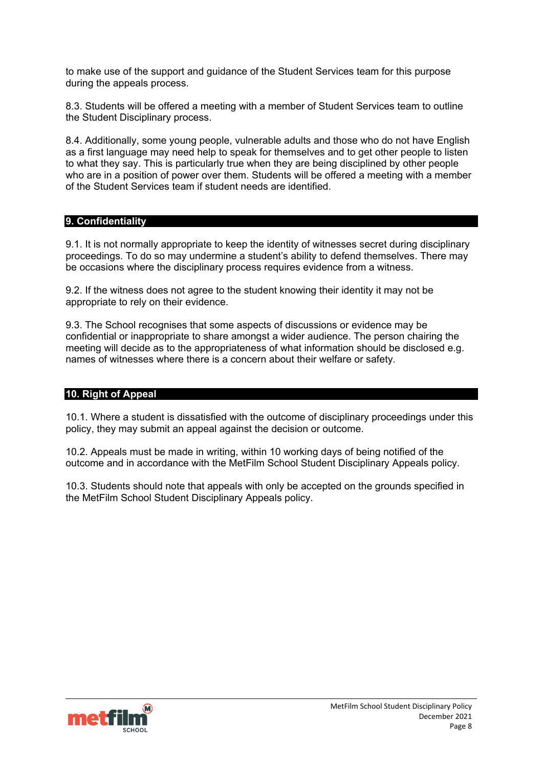to make use of the support and guidance of the Student Services team for this purpose during the appeals process.

8.3. Students will be offered a meeting with a member of Student Services team to outline the Student Disciplinary process.

8.4. Additionally, some young people, vulnerable adults and those who do not have English as a first language may need help to speak for themselves and to get other people to listen to what they say. This is particularly true when they are being disciplined by other people who are in a position of power over them. Students will be offered a meeting with a member of the Student Services team if student needs are identified.

## 9. Confidentiality

9.1. It is not normally appropriate to keep the identity of witnesses secret during disciplinary proceedings. To do so may undermine a student's ability to defend themselves. There may be occasions where the disciplinary process requires evidence from a witness.

9.2. If the witness does not agree to the student knowing their identity it may not be appropriate to rely on their evidence.

9.3. The School recognises that some aspects of discussions or evidence may be confidential or inappropriate to share amongst a wider audience. The person chairing the meeting will decide as to the appropriateness of what information should be disclosed e.g. names of witnesses where there is a concern about their welfare or safety.

## 10. Right of Appeal

10.1. Where a student is dissatisfied with the outcome of disciplinary proceedings under this policy, they may submit an appeal against the decision or outcome.

10.2. Appeals must be made in writing, within 10 working days of being notified of the outcome and in accordance with the MetFilm School Student Disciplinary Appeals policy.

10.3. Students should note that appeals with only be accepted on the grounds specified in the MetFilm School Student Disciplinary Appeals policy.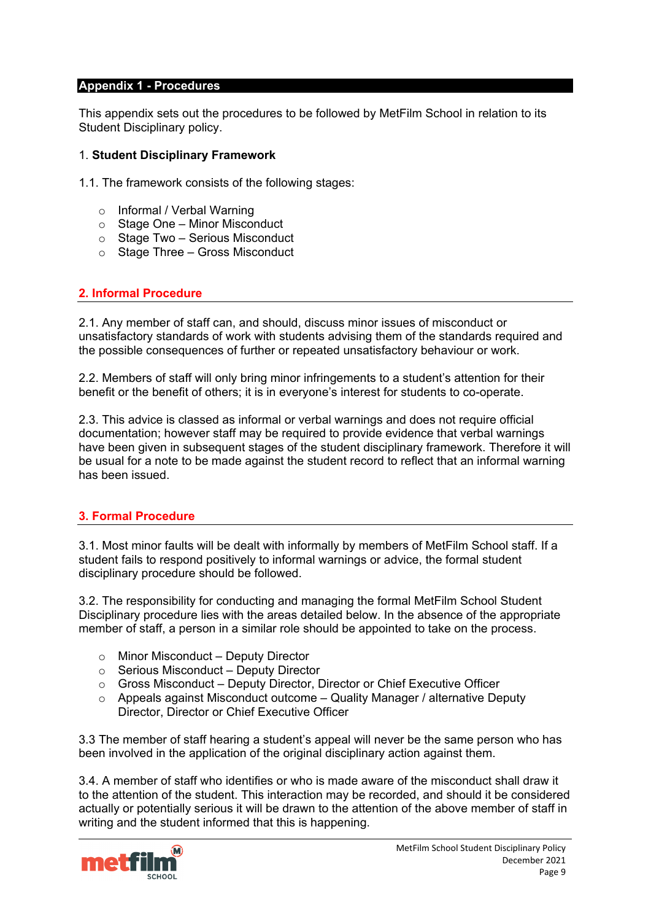## Appendix 1 - Procedures

This appendix sets out the procedures to be followed by MetFilm School in relation to its Student Disciplinary policy.

1. **Student Disciplinary Framework**

1.1. The framework consists of the following stages:

- Informal / Verbal Warning
- Stage One – Minor Misconduct
- Stage Two – Serious Misconduct
- Stage Three – Gross Misconduct

### 2. Informal Procedure

2.1. Any member of staff can, and should, discuss minor issues of misconduct or unsatisfactory standards of work with students advising them of the standards required and the possible consequences of further or repeated unsatisfactory behaviour or work.

2.2. Members of staff will only bring minor infringements to a student's attention for their benefit or the benefit of others; it is in everyone's interest for students to co-operate.

2.3. This advice is classed as informal or verbal warnings and does not require official documentation; however staff may be required to provide evidence that verbal warnings have been given in subsequent stages of the student disciplinary framework. Therefore it will be usual for a note to be made against the student record to reflect that an informal warning has been issued.

### 3. Formal Procedure

3.1. Most minor faults will be dealt with informally by members of MetFilm School staff. If a student fails to respond positively to informal warnings or advice, the formal student disciplinary procedure should be followed.

3.2. The responsibility for conducting and managing the formal MetFilm School Student Disciplinary procedure lies with the areas detailed below. In the absence of the appropriate member of staff, a person in a similar role should be appointed to take on the process.

- Minor Misconduct – Deputy Director
- Serious Misconduct – Deputy Director
- Gross Misconduct – Deputy Director, Director or Chief Executive Officer
- Appeals against Misconduct outcome – Quality Manager / alternative Deputy Director, Director or Chief Executive Officer

3.3 The member of staff hearing a student's appeal will never be the same person who has been involved in the application of the original disciplinary action against them.

3.4. A member of staff who identifies or who is made aware of the misconduct shall draw it to the attention of the student. This interaction may be recorded, and should it be considered actually or potentially serious it will be drawn to the attention of the above member of staff in writing and the student informed that this is happening.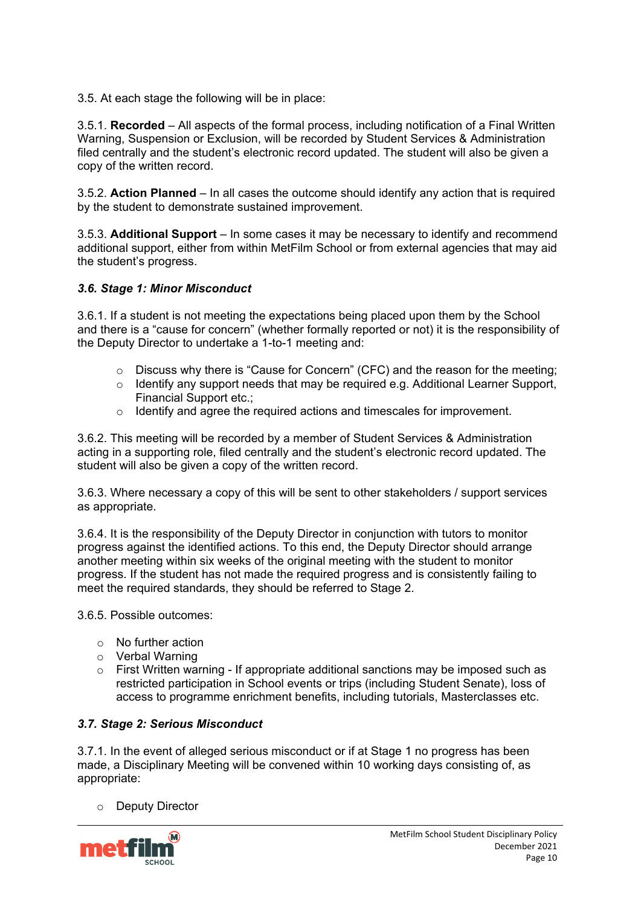3.5. At each stage the following will be in place:

3.5.1. **Recorded** – All aspects of the formal process, including notification of a Final Written Warning, Suspension or Exclusion, will be recorded by Student Services & Administration filed centrally and the student's electronic record updated. The student will also be given a copy of the written record.

3.5.2. **Action Planned** – In all cases the outcome should identify any action that is required by the student to demonstrate sustained improvement.

3.5.3. **Additional Support** – In some cases it may be necessary to identify and recommend additional support, either from within MetFilm School or from external agencies that may aid the student's progress.

### *3.6. Stage 1: Minor Misconduct*

3.6.1. If a student is not meeting the expectations being placed upon them by the School and there is a "cause for concern" (whether formally reported or not) it is the responsibility of the Deputy Director to undertake a 1-to-1 meeting and:

- Discuss why there is "Cause for Concern" (CFC) and the reason for the meeting;
- Identify any support needs that may be required e.g. Additional Learner Support, Financial Support etc.;
- Identify and agree the required actions and timescales for improvement.

3.6.2. This meeting will be recorded by a member of Student Services & Administration acting in a supporting role, filed centrally and the student's electronic record updated. The student will also be given a copy of the written record.

3.6.3. Where necessary a copy of this will be sent to other stakeholders / support services as appropriate.

3.6.4. It is the responsibility of the Deputy Director in conjunction with tutors to monitor progress against the identified actions. To this end, the Deputy Director should arrange another meeting within six weeks of the original meeting with the student to monitor progress. If the student has not made the required progress and is consistently failing to meet the required standards, they should be referred to Stage 2.

3.6.5. Possible outcomes:

- No further action
- Verbal Warning
- First Written warning - If appropriate additional sanctions may be imposed such as restricted participation in School events or trips (including Student Senate), loss of access to programme enrichment benefits, including tutorials, Masterclasses etc.

### *3.7. Stage 2: Serious Misconduct*

3.7.1. In the event of alleged serious misconduct or if at Stage 1 no progress has been made, a Disciplinary Meeting will be convened within 10 working days consisting of, as appropriate:

- Deputy Director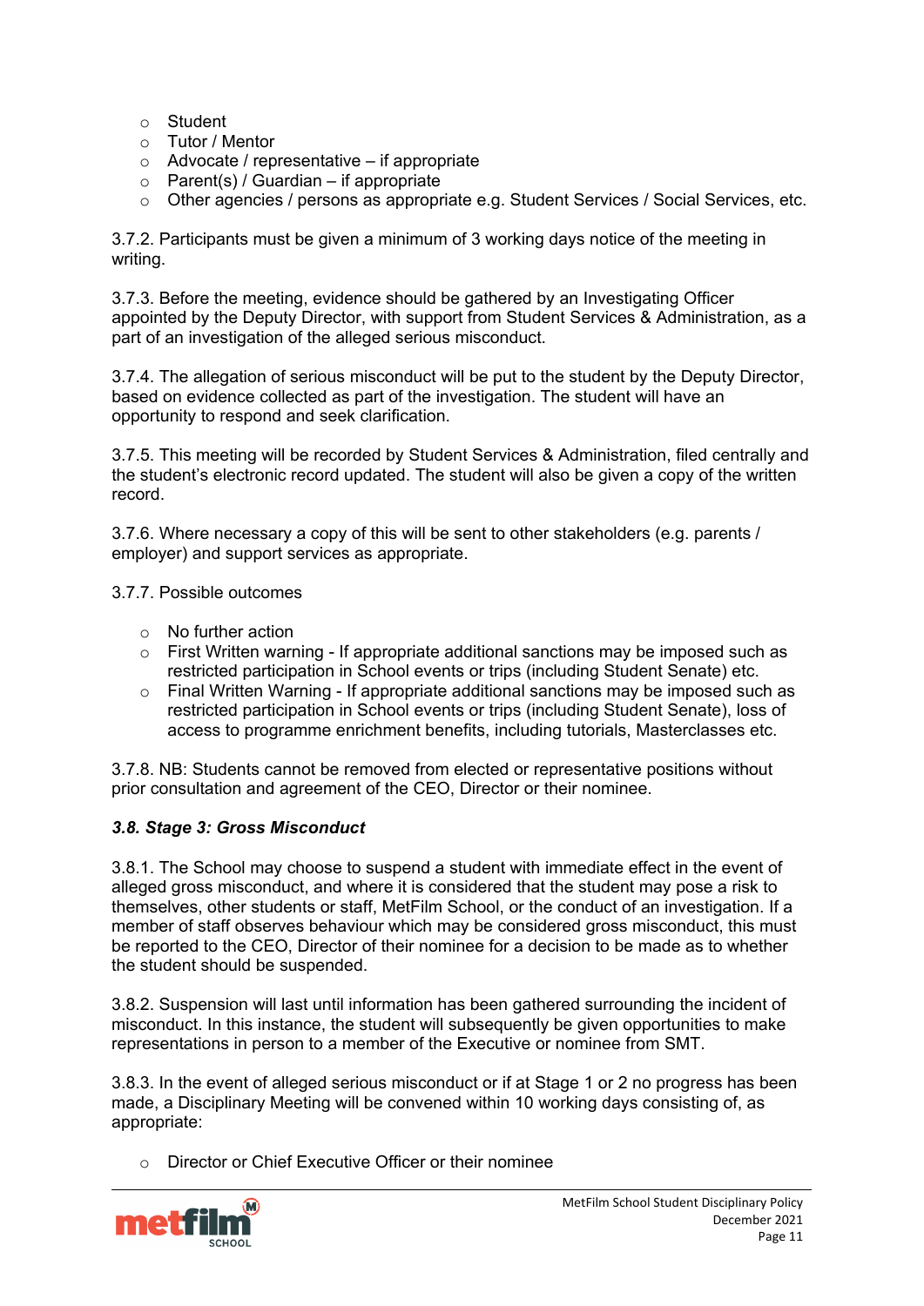- Student
- Tutor / Mentor
- Advocate / representative – if appropriate
- Parent(s) / Guardian – if appropriate
- Other agencies / persons as appropriate e.g. Student Services / Social Services, etc.

3.7.2. Participants must be given a minimum of 3 working days notice of the meeting in writing.

3.7.3. Before the meeting, evidence should be gathered by an Investigating Officer appointed by the Deputy Director, with support from Student Services & Administration, as a part of an investigation of the alleged serious misconduct.

3.7.4. The allegation of serious misconduct will be put to the student by the Deputy Director, based on evidence collected as part of the investigation. The student will have an opportunity to respond and seek clarification.

3.7.5. This meeting will be recorded by Student Services & Administration, filed centrally and the student's electronic record updated. The student will also be given a copy of the written record.

3.7.6. Where necessary a copy of this will be sent to other stakeholders (e.g. parents / employer) and support services as appropriate.

3.7.7. Possible outcomes

- No further action
- First Written warning - If appropriate additional sanctions may be imposed such as restricted participation in School events or trips (including Student Senate) etc.
- Final Written Warning - If appropriate additional sanctions may be imposed such as restricted participation in School events or trips (including Student Senate), loss of access to programme enrichment benefits, including tutorials, Masterclasses etc.

3.7.8. NB: Students cannot be removed from elected or representative positions without prior consultation and agreement of the CEO, Director or their nominee.

### *3.8. Stage 3: Gross Misconduct*

3.8.1. The School may choose to suspend a student with immediate effect in the event of alleged gross misconduct, and where it is considered that the student may pose a risk to themselves, other students or staff, MetFilm School, or the conduct of an investigation. If a member of staff observes behaviour which may be considered gross misconduct, this must be reported to the CEO, Director of their nominee for a decision to be made as to whether the student should be suspended.

3.8.2. Suspension will last until information has been gathered surrounding the incident of misconduct. In this instance, the student will subsequently be given opportunities to make representations in person to a member of the Executive or nominee from SMT.

3.8.3. In the event of alleged serious misconduct or if at Stage 1 or 2 no progress has been made, a Disciplinary Meeting will be convened within 10 working days consisting of, as appropriate:

- Director or Chief Executive Officer or their nominee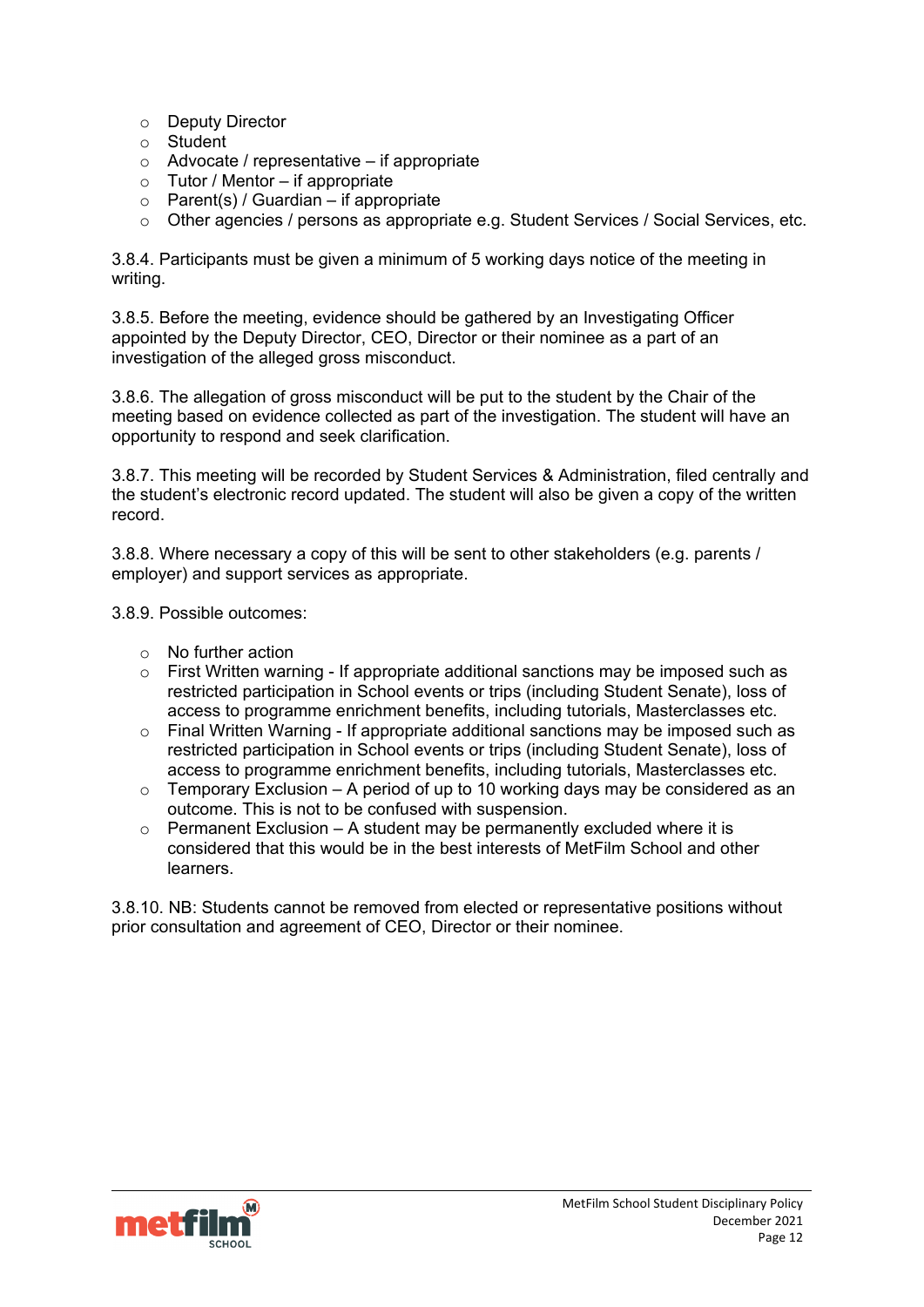- Deputy Director
- Student
- Advocate / representative – if appropriate
- Tutor / Mentor – if appropriate
- Parent(s) / Guardian – if appropriate
- Other agencies / persons as appropriate e.g. Student Services / Social Services, etc.

3.8.4. Participants must be given a minimum of 5 working days notice of the meeting in writing.

3.8.5. Before the meeting, evidence should be gathered by an Investigating Officer appointed by the Deputy Director, CEO, Director or their nominee as a part of an investigation of the alleged gross misconduct.

3.8.6. The allegation of gross misconduct will be put to the student by the Chair of the meeting based on evidence collected as part of the investigation. The student will have an opportunity to respond and seek clarification.

3.8.7. This meeting will be recorded by Student Services & Administration, filed centrally and the student's electronic record updated. The student will also be given a copy of the written record.

3.8.8. Where necessary a copy of this will be sent to other stakeholders (e.g. parents / employer) and support services as appropriate.

3.8.9. Possible outcomes:

- No further action
- First Written warning - If appropriate additional sanctions may be imposed such as restricted participation in School events or trips (including Student Senate), loss of access to programme enrichment benefits, including tutorials, Masterclasses etc.
- Final Written Warning - If appropriate additional sanctions may be imposed such as restricted participation in School events or trips (including Student Senate), loss of access to programme enrichment benefits, including tutorials, Masterclasses etc.
- Temporary Exclusion – A period of up to 10 working days may be considered as an outcome. This is not to be confused with suspension.
- Permanent Exclusion – A student may be permanently excluded where it is considered that this would be in the best interests of MetFilm School and other learners.

3.8.10. NB: Students cannot be removed from elected or representative positions without prior consultation and agreement of CEO, Director or their nominee.